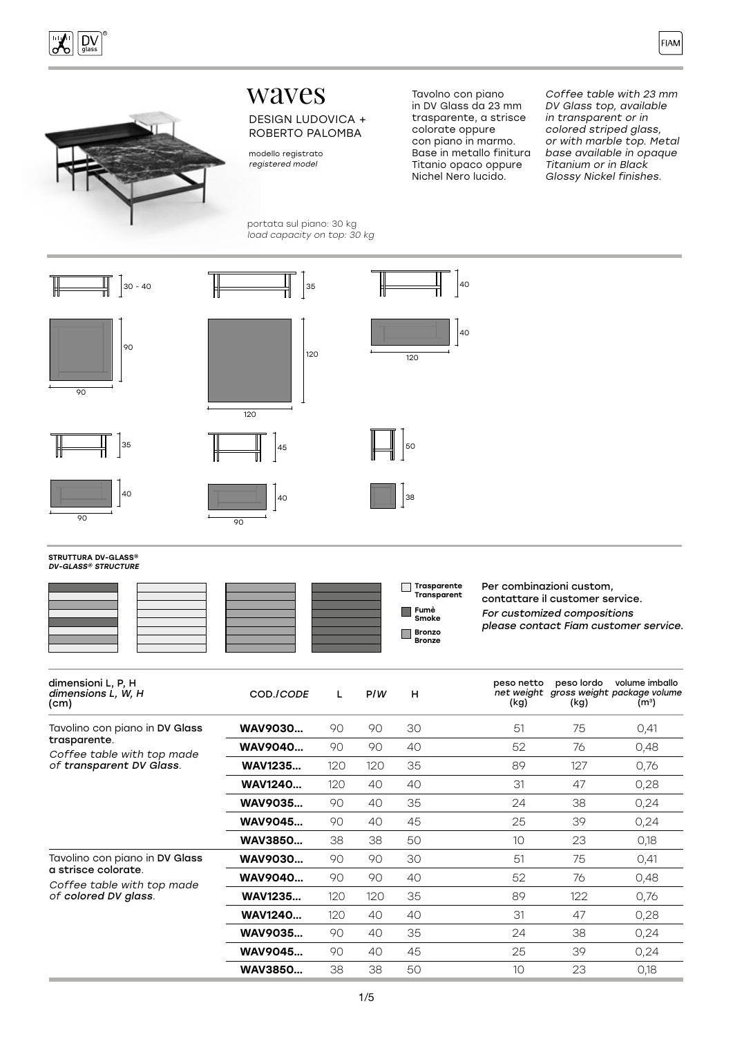# waves

DESIGN LUDOVICA + ROBERTO PALOMBA

modello registrato
*registered model*

Tavolno con piano in DV Glass da 23 mm trasparente, a strisce colorate oppure con piano in marmo. Base in metallo finitura Titanio opaco oppure Nichel Nero lucido.

*Coffee table with 23 mm DV Glass top, available in transparent or in colored striped glass, or with marble top. Metal base available in opaque Titanium or in Black Glossy Nickel finishes.*

portata sul piano: 30 kg
*load capacity on top: 30 kg*

30 - 40 | 35 | 40

90 × 90 | 120 × 120 | 120 × 40

35 | 45 | 50

90 × 40 | 90 × 40 | 38

**STRUTTURA DV-GLASS®**
***DV-GLASS® STRUCTURE***

- **Trasparente** / **Transparent**
- **Fumè** / **Smoke**
- **Bronzo** / **Bronze**

Per combinazioni custom, contattare il customer service.
*For customized compositions please contact Fiam customer service.*

| dimensioni L, P, H *dimensions L, W, H* (cm) | COD./*CODE* | L | P/*W* | H | peso netto *net weight* (kg) | peso lordo *gross weight* (kg) | volume imballo *package volume* ($m^3$) |
|---|---|---|---|---|---|---|---|
| Tavolino con piano in **DV Glass trasparente**. *Coffee table with top made of **transparent DV Glass**.* | **WAV9030...** | 90 | 90 | 30 | 51 | 75 | 0,41 |
| | **WAV9040...** | 90 | 90 | 40 | 52 | 76 | 0,48 |
| | **WAV1235...** | 120 | 120 | 35 | 89 | 127 | 0,76 |
| | **WAV1240...** | 120 | 40 | 40 | 31 | 47 | 0,28 |
| | **WAV9035...** | 90 | 40 | 35 | 24 | 38 | 0,24 |
| | **WAV9045...** | 90 | 40 | 45 | 25 | 39 | 0,24 |
| | **WAV3850...** | 38 | 38 | 50 | 10 | 23 | 0,18 |
| Tavolino con piano in **DV Glass a strisce colorate**. *Coffee table with top made of **colored DV glass**.* | **WAV9030...** | 90 | 90 | 30 | 51 | 75 | 0,41 |
| | **WAV9040...** | 90 | 90 | 40 | 52 | 76 | 0,48 |
| | **WAV1235...** | 120 | 120 | 35 | 89 | 122 | 0,76 |
| | **WAV1240...** | 120 | 40 | 40 | 31 | 47 | 0,28 |
| | **WAV9035...** | 90 | 40 | 35 | 24 | 38 | 0,24 |
| | **WAV9045...** | 90 | 40 | 45 | 25 | 39 | 0,24 |
| | **WAV3850...** | 38 | 38 | 50 | 10 | 23 | 0,18 |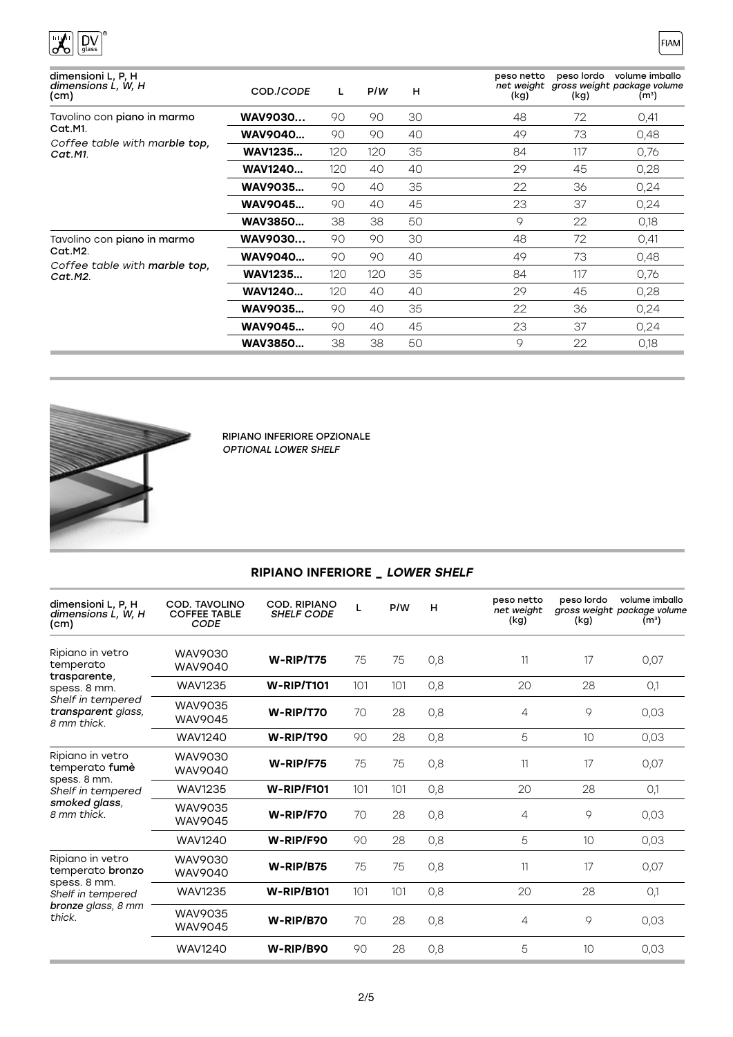| dimensioni L, P, H *dimensions L, W, H* (cm) | COD./*CODE* | L | P/*W* | H | peso netto *net weight* (kg) | peso lordo *gross weight* (kg) | volume imballo *package volume* (m³) |
|---|---|---|---|---|---|---|---|
| Tavolino con **piano in marmo** Cat.M1. *Coffee table with marble top, Cat.M1.* | **WAV9030...** | 90 | 90 | 30 | 48 | 72 | 0,41 |
| | **WAV9040...** | 90 | 90 | 40 | 49 | 73 | 0,48 |
| | **WAV1235...** | 120 | 120 | 35 | 84 | 117 | 0,76 |
| | **WAV1240...** | 120 | 40 | 40 | 29 | 45 | 0,28 |
| | **WAV9035...** | 90 | 40 | 35 | 22 | 36 | 0,24 |
| | **WAV9045...** | 90 | 40 | 45 | 23 | 37 | 0,24 |
| | **WAV3850...** | 38 | 38 | 50 | 9 | 22 | 0,18 |
| Tavolino con **piano in marmo** Cat.M2. *Coffee table with marble top, Cat.M2.* | **WAV9030...** | 90 | 90 | 30 | 48 | 72 | 0,41 |
| | **WAV9040...** | 90 | 90 | 40 | 49 | 73 | 0,48 |
| | **WAV1235...** | 120 | 120 | 35 | 84 | 117 | 0,76 |
| | **WAV1240...** | 120 | 40 | 40 | 29 | 45 | 0,28 |
| | **WAV9035...** | 90 | 40 | 35 | 22 | 36 | 0,24 |
| | **WAV9045...** | 90 | 40 | 45 | 23 | 37 | 0,24 |
| | **WAV3850...** | 38 | 38 | 50 | 9 | 22 | 0,18 |

RIPIANO INFERIORE OPZIONALE
*OPTIONAL LOWER SHELF*

## RIPIANO INFERIORE _ *LOWER SHELF*

| dimensioni L, P, H *dimensions L, W, H* (cm) | COD. TAVOLINO *COFFEE TABLE CODE* | COD. RIPIANO *SHELF CODE* | L | P/W | H | peso netto *net weight* (kg) | peso lordo *gross weight* (kg) | volume imballo *package volume* (m³) |
|---|---|---|---|---|---|---|---|---|
| Ripiano in vetro temperato **trasparente**, spess. 8 mm. *Shelf in tempered **transparent** glass, 8 mm thick.* | WAV9030 WAV9040 | **W-RIP/T75** | 75 | 75 | 0,8 | 11 | 17 | 0,07 |
| | WAV1235 | **W-RIP/T101** | 101 | 101 | 0,8 | 20 | 28 | 0,1 |
| | WAV9035 WAV9045 | **W-RIP/T70** | 70 | 28 | 0,8 | 4 | 9 | 0,03 |
| | WAV1240 | **W-RIP/T90** | 90 | 28 | 0,8 | 5 | 10 | 0,03 |
| Ripiano in vetro temperato **fumè** spess. 8 mm. *Shelf in tempered **smoked glass**, 8 mm thick.* | WAV9030 WAV9040 | **W-RIP/F75** | 75 | 75 | 0,8 | 11 | 17 | 0,07 |
| | WAV1235 | **W-RIP/F101** | 101 | 101 | 0,8 | 20 | 28 | 0,1 |
| | WAV9035 WAV9045 | **W-RIP/F70** | 70 | 28 | 0,8 | 4 | 9 | 0,03 |
| | WAV1240 | **W-RIP/F90** | 90 | 28 | 0,8 | 5 | 10 | 0,03 |
| Ripiano in vetro temperato **bronzo** spess. 8 mm. *Shelf in tempered **bronze** glass, 8 mm thick.* | WAV9030 WAV9040 | **W-RIP/B75** | 75 | 75 | 0,8 | 11 | 17 | 0,07 |
| | WAV1235 | **W-RIP/B101** | 101 | 101 | 0,8 | 20 | 28 | 0,1 |
| | WAV9035 WAV9045 | **W-RIP/B70** | 70 | 28 | 0,8 | 4 | 9 | 0,03 |
| | WAV1240 | **W-RIP/B90** | 90 | 28 | 0,8 | 5 | 10 | 0,03 |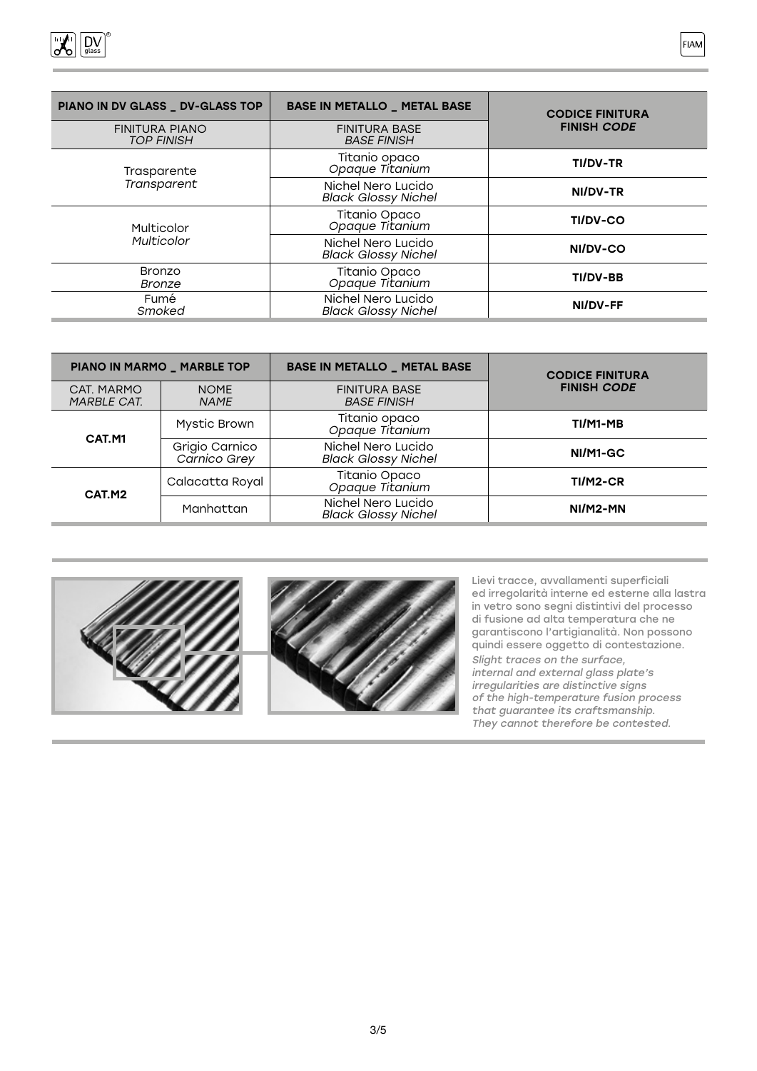| PIANO IN DV GLASS _ DV-GLASS TOP | BASE IN METALLO _ METAL BASE | CODICE FINITURA **FINISH** ***CODE*** |
|---|---|---|
| FINITURA PIANO *TOP FINISH* | FINITURA BASE *BASE FINISH* | |
| Trasparente *Transparent* | Titanio opaco *Opaque Titanium* | **TI/DV-TR** |
| | Nichel Nero Lucido *Black Glossy Nichel* | **NI/DV-TR** |
| Multicolor *Multicolor* | Titanio Opaco *Opaque Titanium* | **TI/DV-CO** |
| | Nichel Nero Lucido *Black Glossy Nichel* | **NI/DV-CO** |
| Bronzo *Bronze* | Titanio Opaco *Opaque Titanium* | **TI/DV-BB** |
| Fumé *Smoked* | Nichel Nero Lucido *Black Glossy Nichel* | **NI/DV-FF** |

| PIANO IN MARMO _ MARBLE TOP | | BASE IN METALLO _ METAL BASE | CODICE FINITURA **FINISH** ***CODE*** |
|---|---|---|---|
| CAT. MARMO *MARBLE CAT.* | NOME *NAME* | FINITURA BASE *BASE FINISH* | |
| **CAT.M1** | Mystic Brown | Titanio opaco *Opaque Titanium* | **TI/M1-MB** |
| | Grigio Carnico *Carnico Grey* | Nichel Nero Lucido *Black Glossy Nichel* | **NI/M1-GC** |
| **CAT.M2** | Calacatta Royal | Titanio Opaco *Opaque Titanium* | **TI/M2-CR** |
| | Manhattan | Nichel Nero Lucido *Black Glossy Nichel* | **NI/M2-MN** |

Lievi tracce, avvallamenti superficiali ed irregolarità interne ed esterne alla lastra in vetro sono segni distintivi del processo di fusione ad alta temperatura che ne garantiscono l'artigianalità. Non possono quindi essere oggetto di contestazione.

*Slight traces on the surface, internal and external glass plate's irregularities are distinctive signs of the high-temperature fusion process that guarantee its craftsmanship. They cannot therefore be contested.*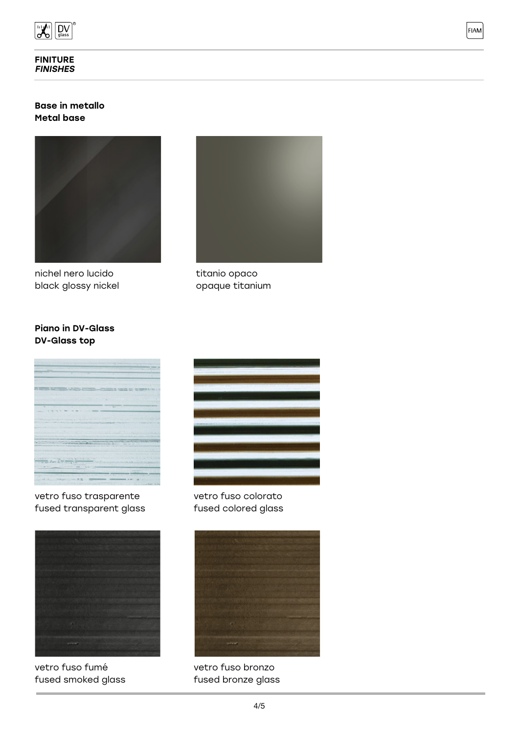## FINITURE
## *FINISHES*

**Base in metallo**
**Metal base**

nichel nero lucido
black glossy nickel

titanio opaco
opaque titanium

**Piano in DV-Glass**
**DV-Glass top**

vetro fuso trasparente
fused transparent glass

vetro fuso colorato
fused colored glass

vetro fuso fumé
fused smoked glass

vetro fuso bronzo
fused bronze glass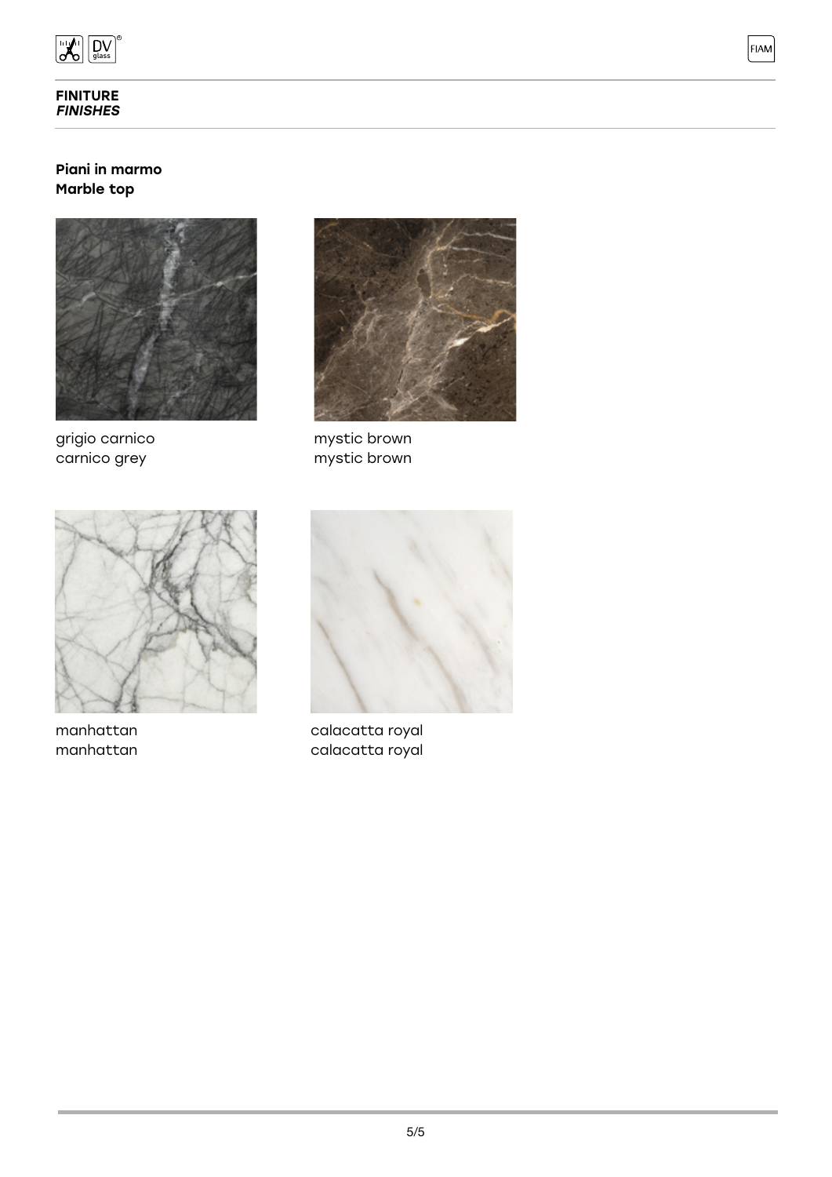**FINITURE**
***FINISHES***

**Piani in marmo**
**Marble top**

grigio carnico
carnico grey

mystic brown
mystic brown

manhattan
manhattan

calacatta royal
calacatta royal